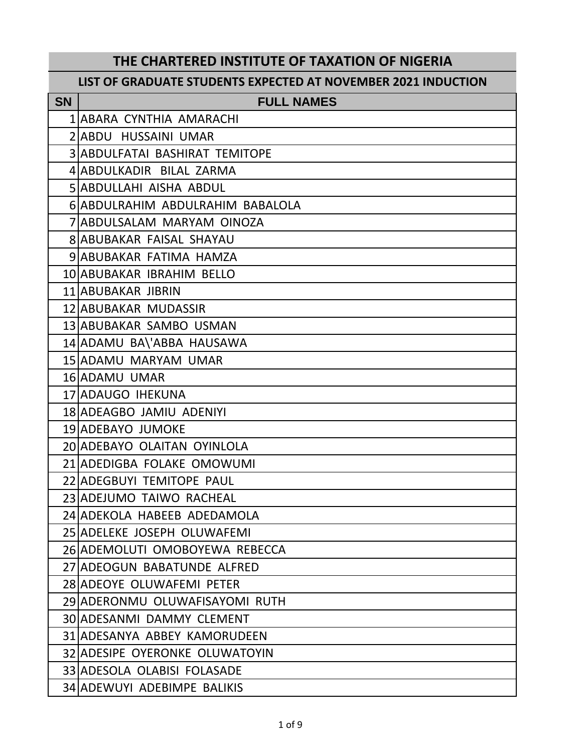# THE CHARTERED INSTITUTE OF TAXATION OF NIGERIA

## LIST OF GRADUATE STUDENTS EXPECTED AT NOVEMBER 2021 INDUCTION

| SN | FULL NAMES |
|---|---|
| 1 | ABARA CYNTHIA AMARACHI |
| 2 | ABDU HUSSAINI UMAR |
| 3 | ABDULFATAI BASHIRAT TEMITOPE |
| 4 | ABDULKADIR BILAL ZARMA |
| 5 | ABDULLAHI AISHA ABDUL |
| 6 | ABDULRAHIM ABDULRAHIM BABALOLA |
| 7 | ABDULSALAM MARYAM OINOZA |
| 8 | ABUBAKAR FAISAL SHAYAU |
| 9 | ABUBAKAR FATIMA HAMZA |
| 10 | ABUBAKAR IBRAHIM BELLO |
| 11 | ABUBAKAR JIBRIN |
| 12 | ABUBAKAR MUDASSIR |
| 13 | ABUBAKAR SAMBO USMAN |
| 14 | ADAMU BA\'ABBA HAUSAWA |
| 15 | ADAMU MARYAM UMAR |
| 16 | ADAMU UMAR |
| 17 | ADAUGO IHEKUNA |
| 18 | ADEAGBO JAMIU ADENIYI |
| 19 | ADEBAYO JUMOKE |
| 20 | ADEBAYO OLAITAN OYINLOLA |
| 21 | ADEDIGBA FOLAKE OMOWUMI |
| 22 | ADEGBUYI TEMITOPE PAUL |
| 23 | ADEJUMO TAIWO RACHEAL |
| 24 | ADEKOLA HABEEB ADEDAMOLA |
| 25 | ADELEKE JOSEPH OLUWAFEMI |
| 26 | ADEMOLUTI OMOBOYEWA REBECCA |
| 27 | ADEOGUN BABATUNDE ALFRED |
| 28 | ADEOYE OLUWAFEMI PETER |
| 29 | ADERONMU OLUWAFISAYOMI RUTH |
| 30 | ADESANMI DAMMY CLEMENT |
| 31 | ADESANYA ABBEY KAMORUDEEN |
| 32 | ADESIPE OYERONKE OLUWATOYIN |
| 33 | ADESOLA OLABISI FOLASADE |
| 34 | ADEWUYI ADEBIMPE BALIKIS |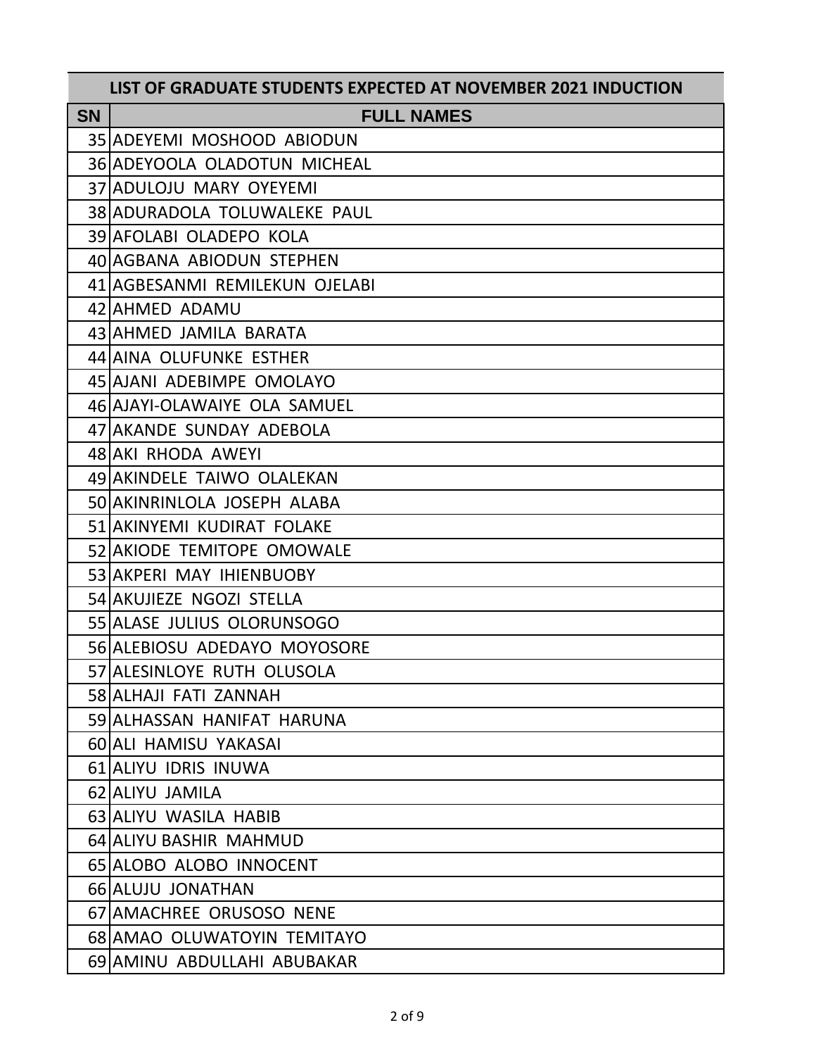| LIST OF GRADUATE STUDENTS EXPECTED AT NOVEMBER 2021 INDUCTION | |
|---|---|
| SN | FULL NAMES |
| 35 | ADEYEMI MOSHOOD ABIODUN |
| 36 | ADEYOOLA OLADOTUN MICHEAL |
| 37 | ADULOJU MARY OYEYEMI |
| 38 | ADURADOLA TOLUWALEKE PAUL |
| 39 | AFOLABI OLADEPO KOLA |
| 40 | AGBANA ABIODUN STEPHEN |
| 41 | AGBESANMI REMILEKUN OJELABI |
| 42 | AHMED ADAMU |
| 43 | AHMED JAMILA BARATA |
| 44 | AINA OLUFUNKE ESTHER |
| 45 | AJANI ADEBIMPE OMOLAYO |
| 46 | AJAYI-OLAWAIYE OLA SAMUEL |
| 47 | AKANDE SUNDAY ADEBOLA |
| 48 | AKI RHODA AWEYI |
| 49 | AKINDELE TAIWO OLALEKAN |
| 50 | AKINRINLOLA JOSEPH ALABA |
| 51 | AKINYEMI KUDIRAT FOLAKE |
| 52 | AKIODE TEMITOPE OMOWALE |
| 53 | AKPERI MAY IHIENBUOBY |
| 54 | AKUJIEZE NGOZI STELLA |
| 55 | ALASE JULIUS OLORUNSOGO |
| 56 | ALEBIOSU ADEDAYO MOYOSORE |
| 57 | ALESINLOYE RUTH OLUSOLA |
| 58 | ALHAJI FATI ZANNAH |
| 59 | ALHASSAN HANIFAT HARUNA |
| 60 | ALI HAMISU YAKASAI |
| 61 | ALIYU IDRIS INUWA |
| 62 | ALIYU JAMILA |
| 63 | ALIYU WASILA HABIB |
| 64 | ALIYU BASHIR MAHMUD |
| 65 | ALOBO ALOBO INNOCENT |
| 66 | ALUJU JONATHAN |
| 67 | AMACHREE ORUSOSO NENE |
| 68 | AMAO OLUWATOYIN TEMITAYO |
| 69 | AMINU ABDULLAHI ABUBAKAR |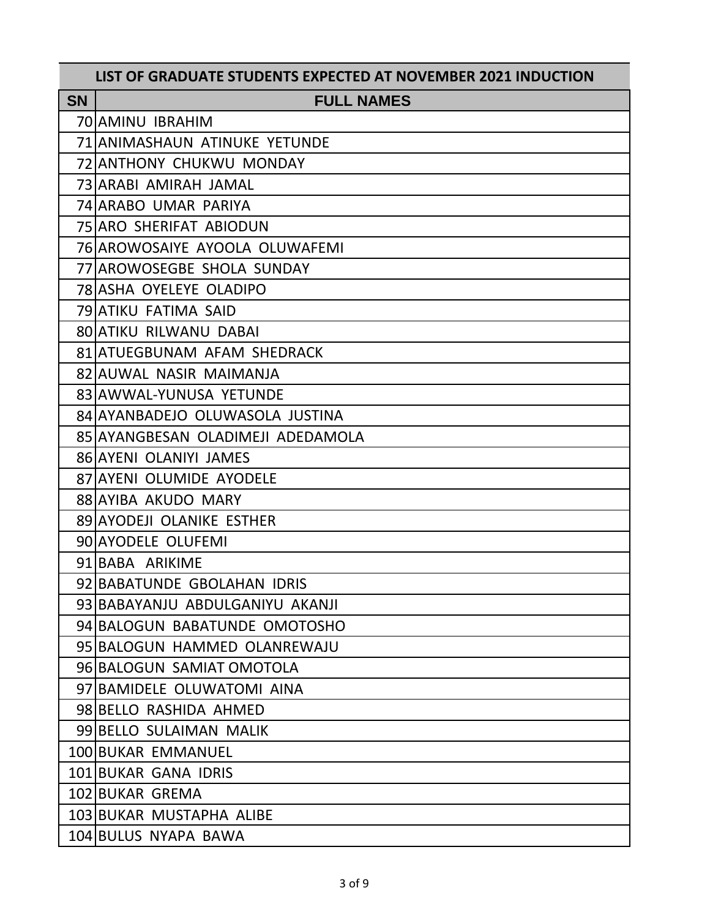| LIST OF GRADUATE STUDENTS EXPECTED AT NOVEMBER 2021 INDUCTION | |
|---|---|
| **SN** | **FULL NAMES** |
| 70 | AMINU IBRAHIM |
| 71 | ANIMASHAUN ATINUKE YETUNDE |
| 72 | ANTHONY CHUKWU MONDAY |
| 73 | ARABI AMIRAH JAMAL |
| 74 | ARABO UMAR PARIYA |
| 75 | ARO SHERIFAT ABIODUN |
| 76 | AROWOSAIYE AYOOLA OLUWAFEMI |
| 77 | AROWOSEGBE SHOLA SUNDAY |
| 78 | ASHA OYELEYE OLADIPO |
| 79 | ATIKU FATIMA SAID |
| 80 | ATIKU RILWANU DABAI |
| 81 | ATUEGBUNAM AFAM SHEDRACK |
| 82 | AUWAL NASIR MAIMANJA |
| 83 | AWWAL-YUNUSA YETUNDE |
| 84 | AYANBADEJO OLUWASOLA JUSTINA |
| 85 | AYANGBESAN OLADIMEJI ADEDAMOLA |
| 86 | AYENI OLANIYI JAMES |
| 87 | AYENI OLUMIDE AYODELE |
| 88 | AYIBA AKUDO MARY |
| 89 | AYODEJI OLANIKE ESTHER |
| 90 | AYODELE OLUFEMI |
| 91 | BABA ARIKIME |
| 92 | BABATUNDE GBOLAHAN IDRIS |
| 93 | BABAYANJU ABDULGANIYU AKANJI |
| 94 | BALOGUN BABATUNDE OMOTOSHO |
| 95 | BALOGUN HAMMED OLANREWAJU |
| 96 | BALOGUN SAMIAT OMOTOLA |
| 97 | BAMIDELE OLUWATOMI AINA |
| 98 | BELLO RASHIDA AHMED |
| 99 | BELLO SULAIMAN MALIK |
| 100 | BUKAR EMMANUEL |
| 101 | BUKAR GANA IDRIS |
| 102 | BUKAR GREMA |
| 103 | BUKAR MUSTAPHA ALIBE |
| 104 | BULUS NYAPA BAWA |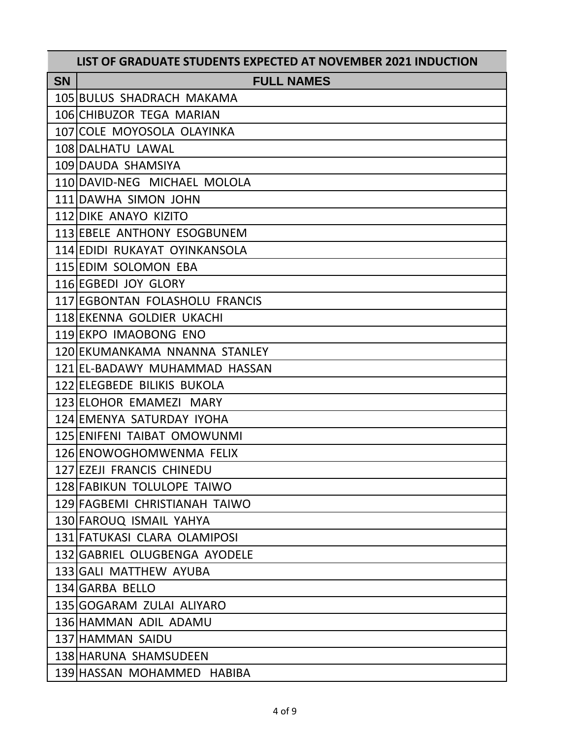| LIST OF GRADUATE STUDENTS EXPECTED AT NOVEMBER 2021 INDUCTION | |
|---|---|
| **SN** | **FULL NAMES** |
| 105 | BULUS SHADRACH MAKAMA |
| 106 | CHIBUZOR TEGA MARIAN |
| 107 | COLE MOYOSOLA OLAYINKA |
| 108 | DALHATU LAWAL |
| 109 | DAUDA SHAMSIYA |
| 110 | DAVID-NEG MICHAEL MOLOLA |
| 111 | DAWHA SIMON JOHN |
| 112 | DIKE ANAYO KIZITO |
| 113 | EBELE ANTHONY ESOGBUNEM |
| 114 | EDIDI RUKAYAT OYINKANSOLA |
| 115 | EDIM SOLOMON EBA |
| 116 | EGBEDI JOY GLORY |
| 117 | EGBONTAN FOLASHOLU FRANCIS |
| 118 | EKENNA GOLDIER UKACHI |
| 119 | EKPO IMAOBONG ENO |
| 120 | EKUMANKAMA NNANNA STANLEY |
| 121 | EL-BADAWY MUHAMMAD HASSAN |
| 122 | ELEGBEDE BILIKIS BUKOLA |
| 123 | ELOHOR EMAMEZI MARY |
| 124 | EMENYA SATURDAY IYOHA |
| 125 | ENIFENI TAIBAT OMOWUNMI |
| 126 | ENOWOGHOMWENMA FELIX |
| 127 | EZEJI FRANCIS CHINEDU |
| 128 | FABIKUN TOLULOPE TAIWO |
| 129 | FAGBEMI CHRISTIANAH TAIWO |
| 130 | FAROUQ ISMAIL YAHYA |
| 131 | FATUKASI CLARA OLAMIPOSI |
| 132 | GABRIEL OLUGBENGA AYODELE |
| 133 | GALI MATTHEW AYUBA |
| 134 | GARBA BELLO |
| 135 | GOGARAM ZULAI ALIYARO |
| 136 | HAMMAN ADIL ADAMU |
| 137 | HAMMAN SAIDU |
| 138 | HARUNA SHAMSUDEEN |
| 139 | HASSAN MOHAMMED HABIBA |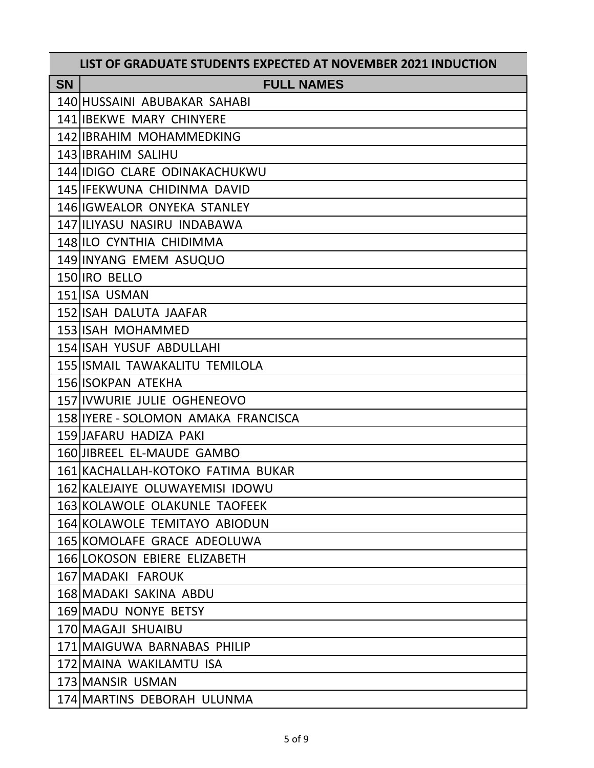| LIST OF GRADUATE STUDENTS EXPECTED AT NOVEMBER 2021 INDUCTION | |
|---|---|
| **SN** | **FULL NAMES** |
| 140 | HUSSAINI ABUBAKAR SAHABI |
| 141 | IBEKWE MARY CHINYERE |
| 142 | IBRAHIM MOHAMMEDKING |
| 143 | IBRAHIM SALIHU |
| 144 | IDIGO CLARE ODINAKACHUKWU |
| 145 | IFEKWUNA CHIDINMA DAVID |
| 146 | IGWEALOR ONYEKA STANLEY |
| 147 | ILIYASU NASIRU INDABAWA |
| 148 | ILO CYNTHIA CHIDIMMA |
| 149 | INYANG EMEM ASUQUO |
| 150 | IRO BELLO |
| 151 | ISA USMAN |
| 152 | ISAH DALUTA JAAFAR |
| 153 | ISAH MOHAMMED |
| 154 | ISAH YUSUF ABDULLAHI |
| 155 | ISMAIL TAWAKALITU TEMILOLA |
| 156 | ISOKPAN ATEKHA |
| 157 | IVWURIE JULIE OGHENEOVO |
| 158 | IYERE - SOLOMON AMAKA FRANCISCA |
| 159 | JAFARU HADIZA PAKI |
| 160 | JIBREEL EL-MAUDE GAMBO |
| 161 | KACHALLAH-KOTOKO FATIMA BUKAR |
| 162 | KALEJAIYE OLUWAYEMISI IDOWU |
| 163 | KOLAWOLE OLAKUNLE TAOFEEK |
| 164 | KOLAWOLE TEMITAYO ABIODUN |
| 165 | KOMOLAFE GRACE ADEOLUWA |
| 166 | LOKOSON EBIERE ELIZABETH |
| 167 | MADAKI FAROUK |
| 168 | MADAKI SAKINA ABDU |
| 169 | MADU NONYE BETSY |
| 170 | MAGAJI SHUAIBU |
| 171 | MAIGUWA BARNABAS PHILIP |
| 172 | MAINA WAKILAMTU ISA |
| 173 | MANSIR USMAN |
| 174 | MARTINS DEBORAH ULUNMA |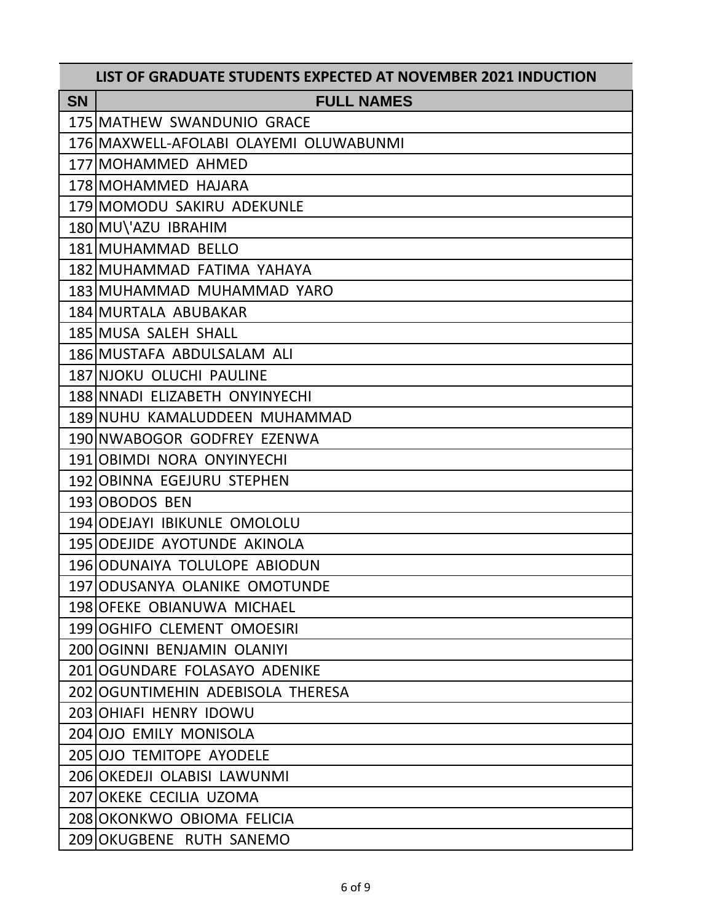| LIST OF GRADUATE STUDENTS EXPECTED AT NOVEMBER 2021 INDUCTION | |
|---|---|
| **SN** | **FULL NAMES** |
| 175 | MATHEW SWANDUNIO GRACE |
| 176 | MAXWELL-AFOLABI OLAYEMI OLUWABUNMI |
| 177 | MOHAMMED AHMED |
| 178 | MOHAMMED HAJARA |
| 179 | MOMODU SAKIRU ADEKUNLE |
| 180 | MU\'AZU IBRAHIM |
| 181 | MUHAMMAD BELLO |
| 182 | MUHAMMAD FATIMA YAHAYA |
| 183 | MUHAMMAD MUHAMMAD YARO |
| 184 | MURTALA ABUBAKAR |
| 185 | MUSA SALEH SHALL |
| 186 | MUSTAFA ABDULSALAM ALI |
| 187 | NJOKU OLUCHI PAULINE |
| 188 | NNADI ELIZABETH ONYINYECHI |
| 189 | NUHU KAMALUDDEEN MUHAMMAD |
| 190 | NWABOGOR GODFREY EZENWA |
| 191 | OBIMDI NORA ONYINYECHI |
| 192 | OBINNA EGEJURU STEPHEN |
| 193 | OBODOS BEN |
| 194 | ODEJAYI IBIKUNLE OMOLOLU |
| 195 | ODEJIDE AYOTUNDE AKINOLA |
| 196 | ODUNAIYA TOLULOPE ABIODUN |
| 197 | ODUSANYA OLANIKE OMOTUNDE |
| 198 | OFEKE OBIANUWA MICHAEL |
| 199 | OGHIFO CLEMENT OMOESIRI |
| 200 | OGINNI BENJAMIN OLANIYI |
| 201 | OGUNDARE FOLASAYO ADENIKE |
| 202 | OGUNTIMEHIN ADEBISOLA THERESA |
| 203 | OHIAFI HENRY IDOWU |
| 204 | OJO EMILY MONISOLA |
| 205 | OJO TEMITOPE AYODELE |
| 206 | OKEDEJI OLABISI LAWUNMI |
| 207 | OKEKE CECILIA UZOMA |
| 208 | OKONKWO OBIOMA FELICIA |
| 209 | OKUGBENE RUTH SANEMO |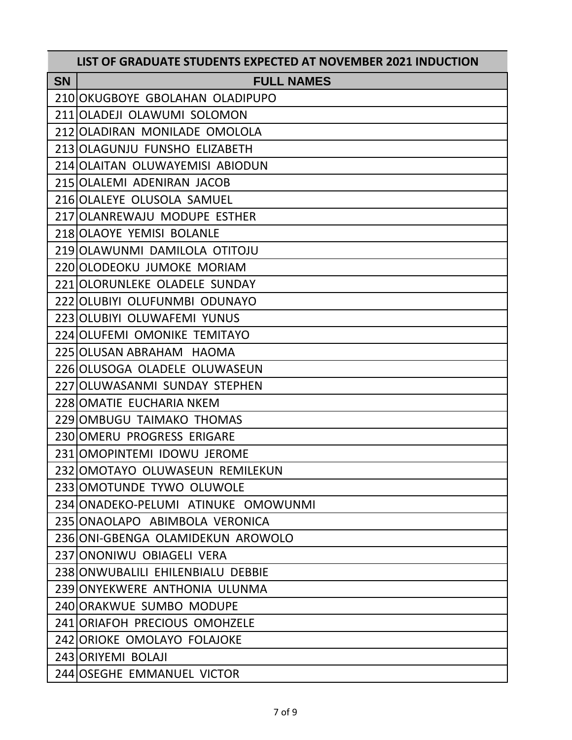| LIST OF GRADUATE STUDENTS EXPECTED AT NOVEMBER 2021 INDUCTION | |
|---|---|
| **SN** | **FULL NAMES** |
| 210 | OKUGBOYE GBOLAHAN OLADIPUPO |
| 211 | OLADEJI OLAWUMI SOLOMON |
| 212 | OLADIRAN MONILADE OMOLOLA |
| 213 | OLAGUNJU FUNSHO ELIZABETH |
| 214 | OLAITAN OLUWAYEMISI ABIODUN |
| 215 | OLALEMI ADENIRAN JACOB |
| 216 | OLALEYE OLUSOLA SAMUEL |
| 217 | OLANREWAJU MODUPE ESTHER |
| 218 | OLAOYE YEMISI BOLANLE |
| 219 | OLAWUNMI DAMILOLA OTITOJU |
| 220 | OLODEOKU JUMOKE MORIAM |
| 221 | OLORUNLEKE OLADELE SUNDAY |
| 222 | OLUBIYI OLUFUNMBI ODUNAYO |
| 223 | OLUBIYI OLUWAFEMI YUNUS |
| 224 | OLUFEMI OMONIKE TEMITAYO |
| 225 | OLUSAN ABRAHAM HAOMA |
| 226 | OLUSOGA OLADELE OLUWASEUN |
| 227 | OLUWASANMI SUNDAY STEPHEN |
| 228 | OMATIE EUCHARIA NKEM |
| 229 | OMBUGU TAIMAKO THOMAS |
| 230 | OMERU PROGRESS ERIGARE |
| 231 | OMOPINTEMI IDOWU JEROME |
| 232 | OMOTAYO OLUWASEUN REMILEKUN |
| 233 | OMOTUNDE TYWO OLUWOLE |
| 234 | ONADEKO-PELUMI ATINUKE OMOWUNMI |
| 235 | ONAOLAPO ABIMBOLA VERONICA |
| 236 | ONI-GBENGA OLAMIDEKUN AROWOLO |
| 237 | ONONIWU OBIAGELI VERA |
| 238 | ONWUBALILI EHILENBIALU DEBBIE |
| 239 | ONYEKWERE ANTHONIA ULUNMA |
| 240 | ORAKWUE SUMBO MODUPE |
| 241 | ORIAFOH PRECIOUS OMOHZELE |
| 242 | ORIOKE OMOLAYO FOLAJOKE |
| 243 | ORIYEMI BOLAJI |
| 244 | OSEGHE EMMANUEL VICTOR |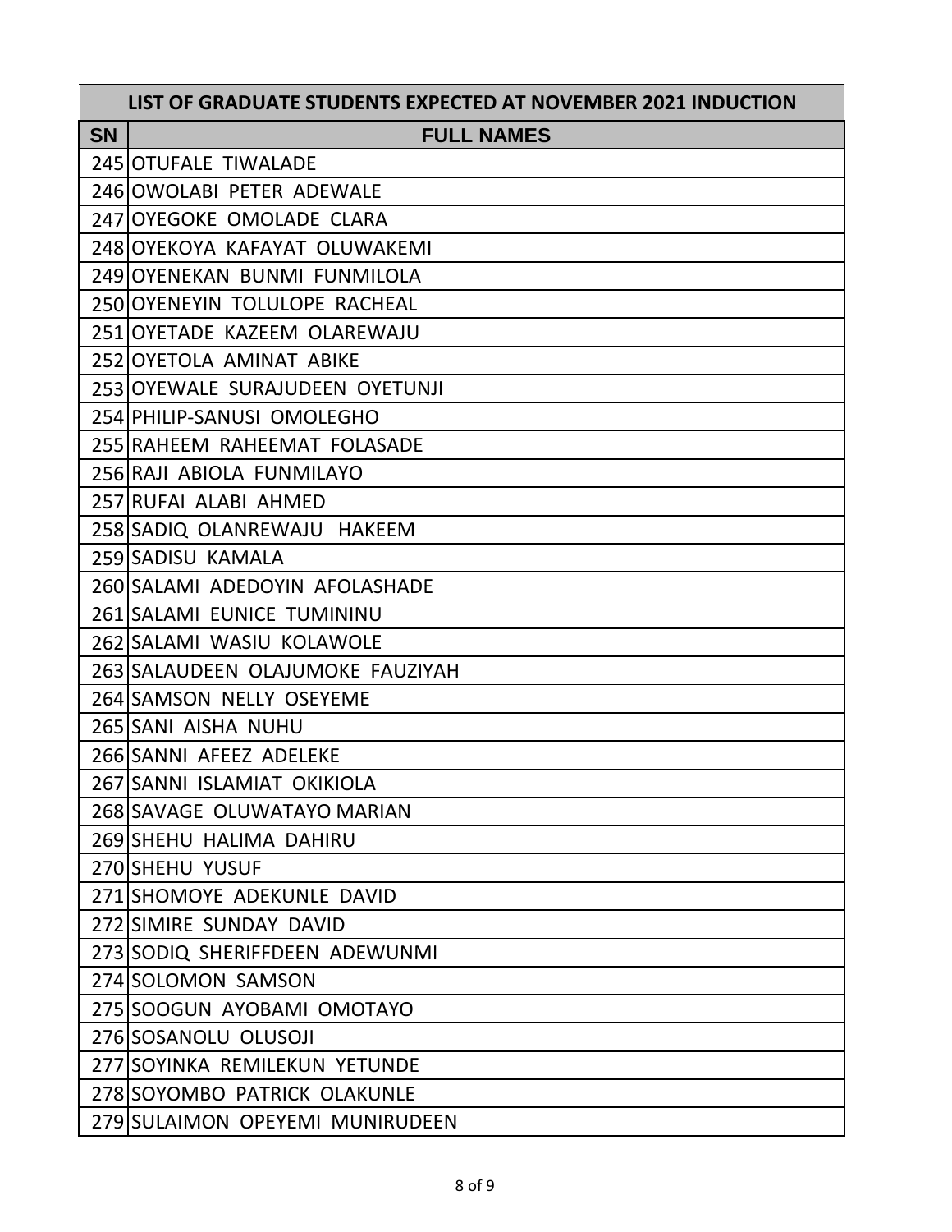| LIST OF GRADUATE STUDENTS EXPECTED AT NOVEMBER 2021 INDUCTION | |
|---|---|
| **SN** | **FULL NAMES** |
| 245 | OTUFALE TIWALADE |
| 246 | OWOLABI PETER ADEWALE |
| 247 | OYEGOKE OMOLADE CLARA |
| 248 | OYEKOYA KAFAYAT OLUWAKEMI |
| 249 | OYENEKAN BUNMI FUNMILOLA |
| 250 | OYENEYIN TOLULOPE RACHEAL |
| 251 | OYETADE KAZEEM OLAREWAJU |
| 252 | OYETOLA AMINAT ABIKE |
| 253 | OYEWALE SURAJUDEEN OYETUNJI |
| 254 | PHILIP-SANUSI OMOLEGHO |
| 255 | RAHEEM RAHEEMAT FOLASADE |
| 256 | RAJI ABIOLA FUNMILAYO |
| 257 | RUFAI ALABI AHMED |
| 258 | SADIQ OLANREWAJU HAKEEM |
| 259 | SADISU KAMALA |
| 260 | SALAMI ADEDOYIN AFOLASHADE |
| 261 | SALAMI EUNICE TUMININU |
| 262 | SALAMI WASIU KOLAWOLE |
| 263 | SALAUDEEN OLAJUMOKE FAUZIYAH |
| 264 | SAMSON NELLY OSEYEME |
| 265 | SANI AISHA NUHU |
| 266 | SANNI AFEEZ ADELEKE |
| 267 | SANNI ISLAMIAT OKIKIOLA |
| 268 | SAVAGE OLUWATAYO MARIAN |
| 269 | SHEHU HALIMA DAHIRU |
| 270 | SHEHU YUSUF |
| 271 | SHOMOYE ADEKUNLE DAVID |
| 272 | SIMIRE SUNDAY DAVID |
| 273 | SODIQ SHERIFFDEEN ADEWUNMI |
| 274 | SOLOMON SAMSON |
| 275 | SOOGUN AYOBAMI OMOTAYO |
| 276 | SOSANOLU OLUSOJI |
| 277 | SOYINKA REMILEKUN YETUNDE |
| 278 | SOYOMBO PATRICK OLAKUNLE |
| 279 | SULAIMON OPEYEMI MUNIRUDEEN |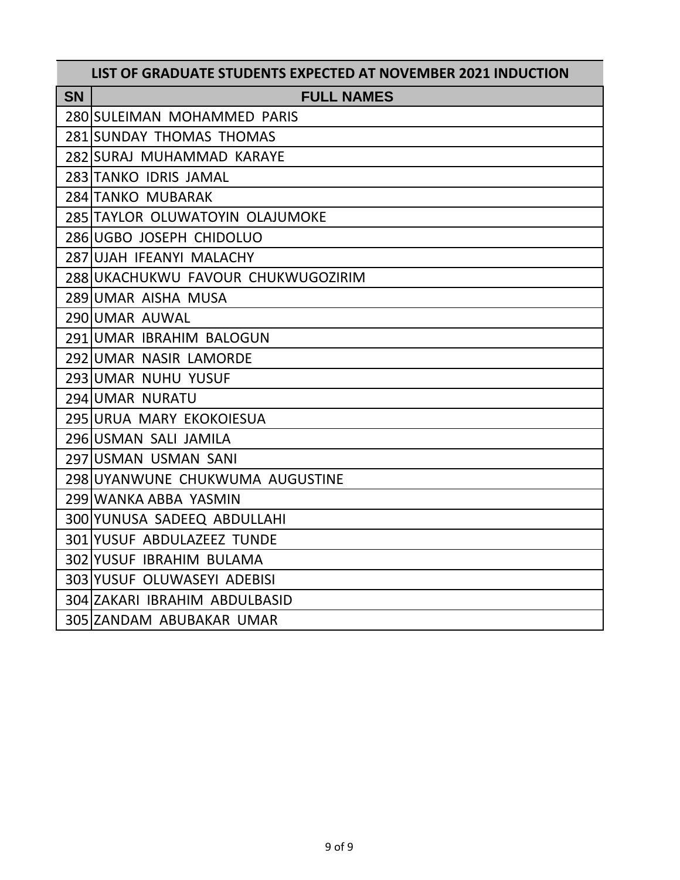| LIST OF GRADUATE STUDENTS EXPECTED AT NOVEMBER 2021 INDUCTION | |
|---|---|
| **SN** | **FULL NAMES** |
| 280 | SULEIMAN MOHAMMED PARIS |
| 281 | SUNDAY THOMAS THOMAS |
| 282 | SURAJ MUHAMMAD KARAYE |
| 283 | TANKO IDRIS JAMAL |
| 284 | TANKO MUBARAK |
| 285 | TAYLOR OLUWATOYIN OLAJUMOKE |
| 286 | UGBO JOSEPH CHIDOLUO |
| 287 | UJAH IFEANYI MALACHY |
| 288 | UKACHUKWU FAVOUR CHUKWUGOZIRIM |
| 289 | UMAR AISHA MUSA |
| 290 | UMAR AUWAL |
| 291 | UMAR IBRAHIM BALOGUN |
| 292 | UMAR NASIR LAMORDE |
| 293 | UMAR NUHU YUSUF |
| 294 | UMAR NURATU |
| 295 | URUA MARY EKOKOIESUA |
| 296 | USMAN SALI JAMILA |
| 297 | USMAN USMAN SANI |
| 298 | UYANWUNE CHUKWUMA AUGUSTINE |
| 299 | WANKA ABBA YASMIN |
| 300 | YUNUSA SADEEQ ABDULLAHI |
| 301 | YUSUF ABDULAZEEZ TUNDE |
| 302 | YUSUF IBRAHIM BULAMA |
| 303 | YUSUF OLUWASEYI ADEBISI |
| 304 | ZAKARI IBRAHIM ABDULBASID |
| 305 | ZANDAM ABUBAKAR UMAR |